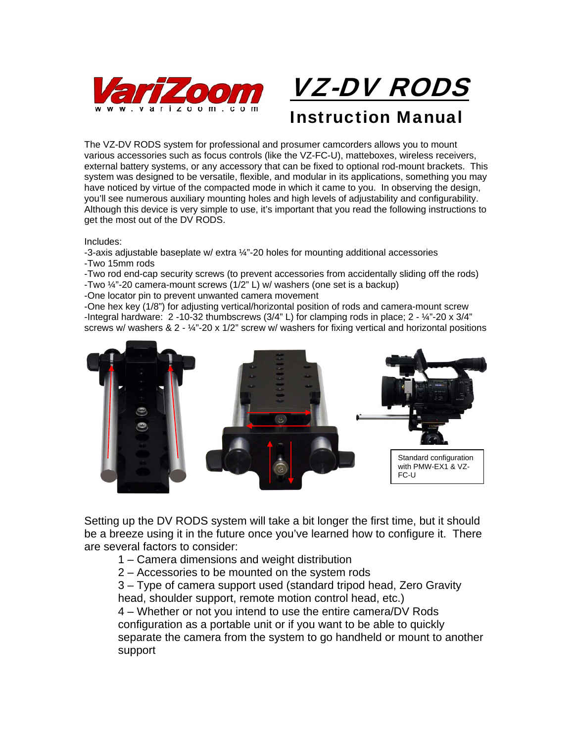# VZ-DV RODS

## Instruction Manual

The VZ-DV RODS system for professional and prosumer camcorders allows you to mount various accessories such as focus controls (like the VZ-FC-U), matteboxes, wireless receivers, external battery systems, or any accessory that can be fixed to optional rod-mount brackets. This system was designed to be versatile, flexible, and modular in its applications, something you may have noticed by virtue of the compacted mode in which it came to you. In observing the design, you'll see numerous auxiliary mounting holes and high levels of adjustability and configurability. Although this device is very simple to use, it's important that you read the following instructions to get the most out of the DV RODS.

Includes:

- -3-axis adjustable baseplate w/ extra ¼"-20 holes for mounting additional accessories
- -Two 15mm rods
- -Two rod end-cap security screws (to prevent accessories from accidentally sliding off the rods)
- -Two ¼"-20 camera-mount screws (1/2" L) w/ washers (one set is a backup)
- -One locator pin to prevent unwanted camera movement
- -One hex key (1/8") for adjusting vertical/horizontal position of rods and camera-mount screw
- -Integral hardware: 2 -10-32 thumbscrews (3/4" L) for clamping rods in place; 2 - ¼"-20 x 3/4" screws w/ washers & 2 - ¼"-20 x 1/2" screw w/ washers for fixing vertical and horizontal positions

Standard configuration with PMW-EX1 & VZ-FC-U

Setting up the DV RODS system will take a bit longer the first time, but it should be a breeze using it in the future once you've learned how to configure it. There are several factors to consider:

1 – Camera dimensions and weight distribution
2 – Accessories to be mounted on the system rods
3 – Type of camera support used (standard tripod head, Zero Gravity head, shoulder support, remote motion control head, etc.)
4 – Whether or not you intend to use the entire camera/DV Rods configuration as a portable unit or if you want to be able to quickly separate the camera from the system to go handheld or mount to another support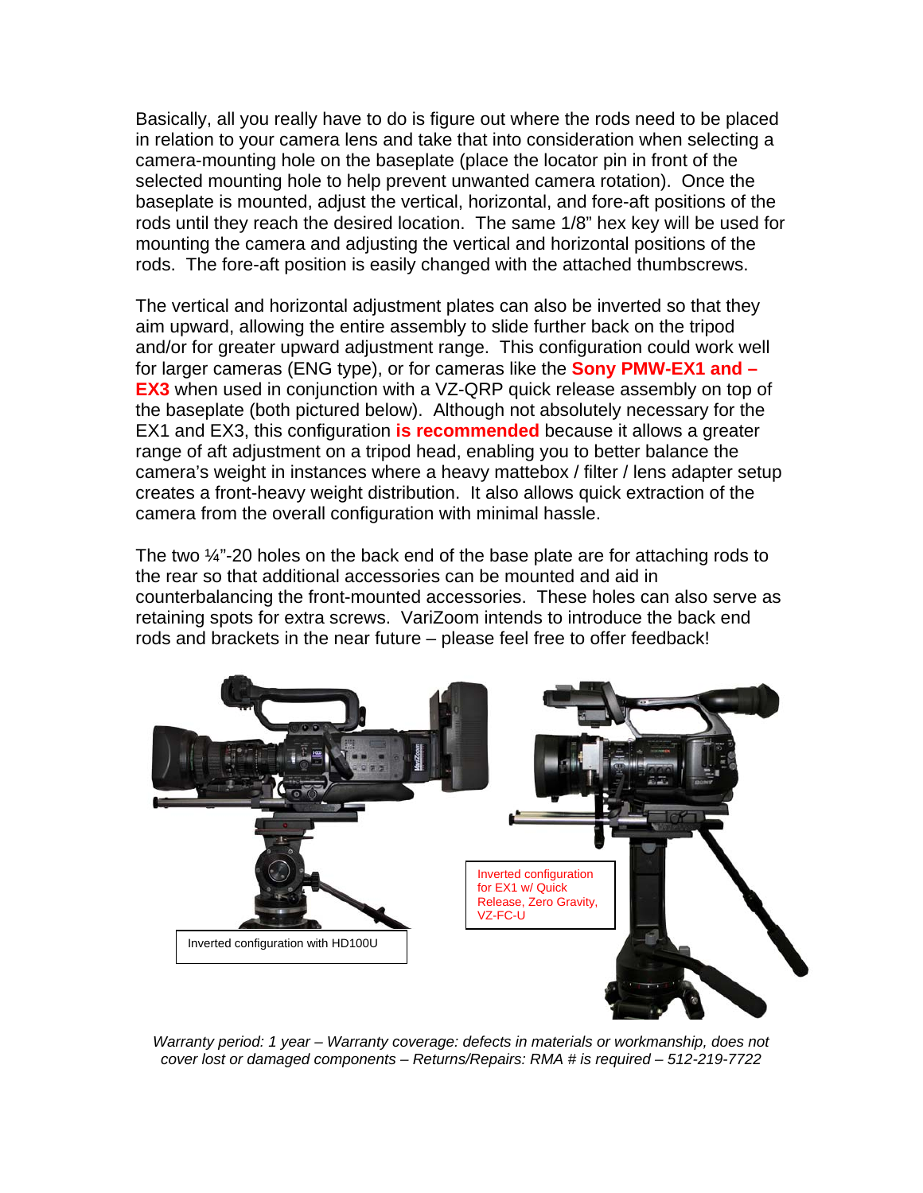Basically, all you really have to do is figure out where the rods need to be placed in relation to your camera lens and take that into consideration when selecting a camera-mounting hole on the baseplate (place the locator pin in front of the selected mounting hole to help prevent unwanted camera rotation). Once the baseplate is mounted, adjust the vertical, horizontal, and fore-aft positions of the rods until they reach the desired location. The same 1/8" hex key will be used for mounting the camera and adjusting the vertical and horizontal positions of the rods. The fore-aft position is easily changed with the attached thumbscrews.

The vertical and horizontal adjustment plates can also be inverted so that they aim upward, allowing the entire assembly to slide further back on the tripod and/or for greater upward adjustment range. This configuration could work well for larger cameras (ENG type), or for cameras like the **Sony PMW-EX1 and – EX3** when used in conjunction with a VZ-QRP quick release assembly on top of the baseplate (both pictured below). Although not absolutely necessary for the EX1 and EX3, this configuration **is recommended** because it allows a greater range of aft adjustment on a tripod head, enabling you to better balance the camera's weight in instances where a heavy mattebox / filter / lens adapter setup creates a front-heavy weight distribution. It also allows quick extraction of the camera from the overall configuration with minimal hassle.

The two ¼"-20 holes on the back end of the base plate are for attaching rods to the rear so that additional accessories can be mounted and aid in counterbalancing the front-mounted accessories. These holes can also serve as retaining spots for extra screws. VariZoom intends to introduce the back end rods and brackets in the near future – please feel free to offer feedback!

Inverted configuration with HD100U

Inverted configuration for EX1 w/ Quick Release, Zero Gravity, VZ-FC-U

*Warranty period: 1 year – Warranty coverage: defects in materials or workmanship, does not cover lost or damaged components – Returns/Repairs: RMA # is required – 512-219-7722*